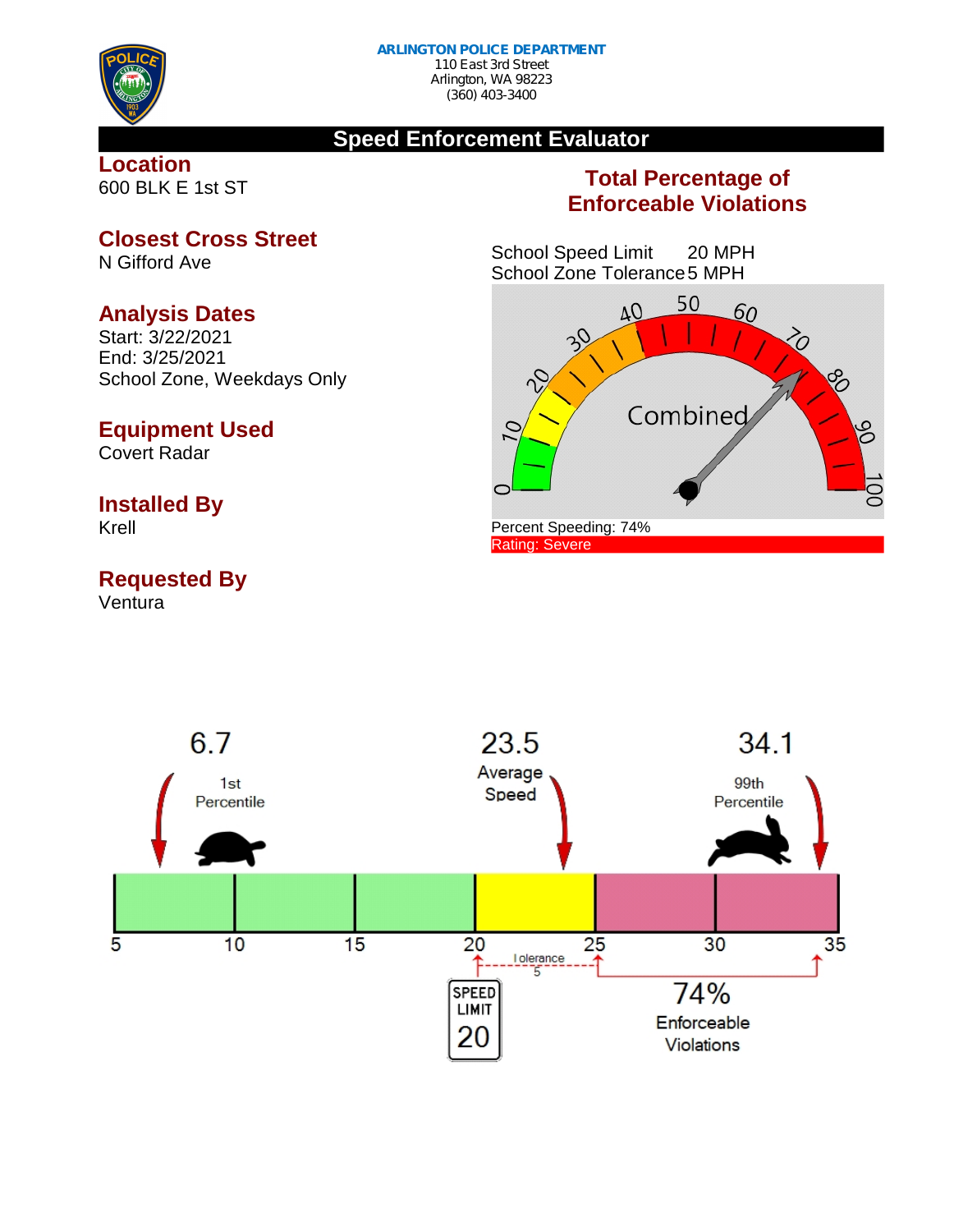**ARLINGTON POLICE DEPARTMENT**
110 East 3rd Street
Arlington, WA 98223
(360) 403-3400

# Speed Enforcement Evaluator

## Location
600 BLK E 1st ST

## Closest Cross Street
N Gifford Ave

## Analysis Dates
Start: 3/22/2021
End: 3/25/2021
School Zone, Weekdays Only

## Equipment Used
Covert Radar

## Installed By
Krell

## Requested By
Ventura

## Total Percentage of Enforceable Violations

School Speed Limit 20 MPH
School Zone Tolerance 5 MPH

Combined

Percent Speeding: 74%
Rating: Severe

| 1st Percentile | Average Speed | 99th Percentile |
|---|---|---|
| 6.7 | 23.5 | 34.1 |

Speed Limit 20
Tolerance 5

74% Enforceable Violations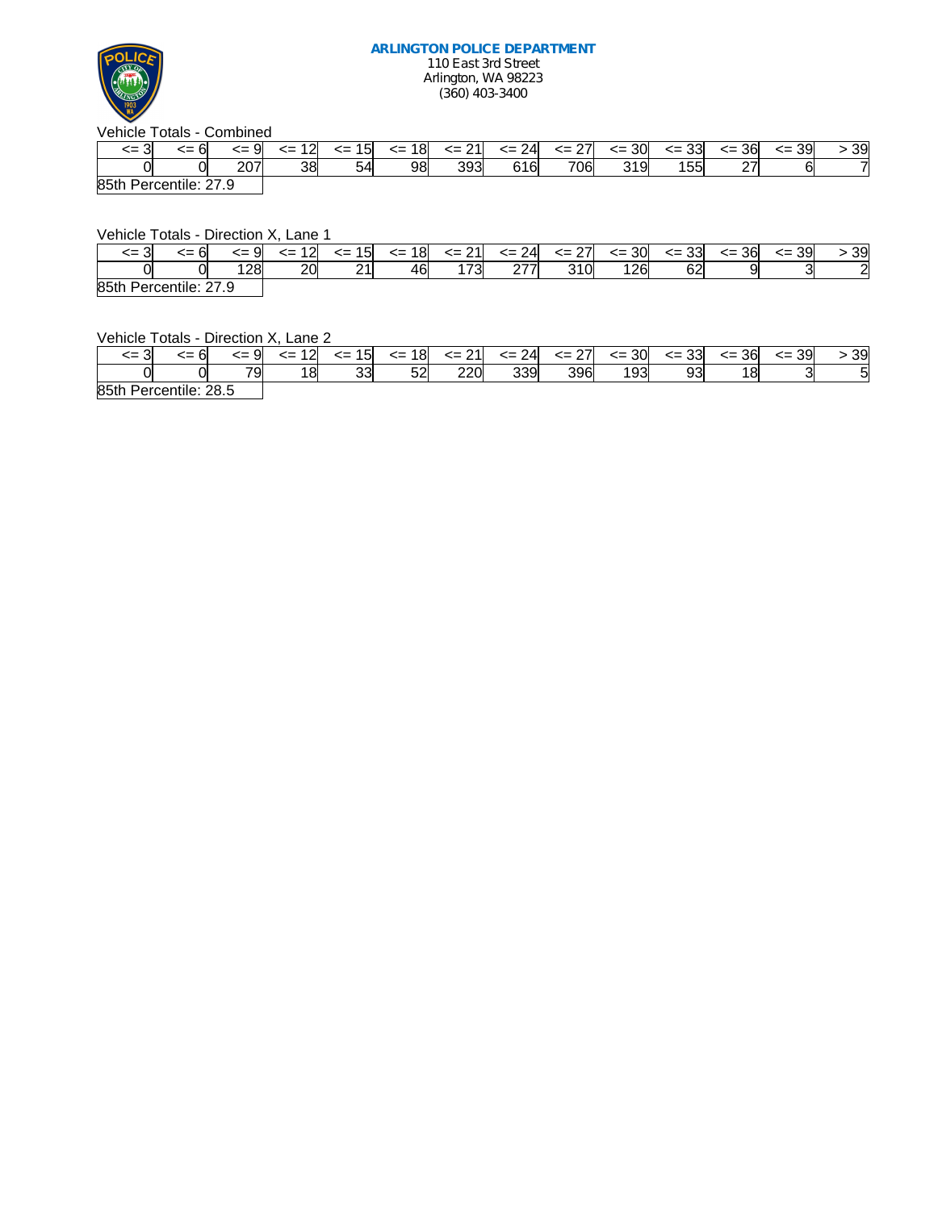**ARLINGTON POLICE DEPARTMENT**
110 East 3rd Street
Arlington, WA 98223
(360) 403-3400

Vehicle Totals - Combined

| <= 3 | <= 6 | <= 9 | <= 12 | <= 15 | <= 18 | <= 21 | <= 24 | <= 27 | <= 30 | <= 33 | <= 36 | <= 39 | > 39 |
|---|---|---|---|---|---|---|---|---|---|---|---|---|---|
| 0 | 0 | 207 | 38 | 54 | 98 | 393 | 616 | 706 | 319 | 155 | 27 | 6 | 7 |

85th Percentile: 27.9

Vehicle Totals - Direction X, Lane 1

| <= 3 | <= 6 | <= 9 | <= 12 | <= 15 | <= 18 | <= 21 | <= 24 | <= 27 | <= 30 | <= 33 | <= 36 | <= 39 | > 39 |
|---|---|---|---|---|---|---|---|---|---|---|---|---|---|
| 0 | 0 | 128 | 20 | 21 | 46 | 173 | 277 | 310 | 126 | 62 | 9 | 3 | 2 |

85th Percentile: 27.9

Vehicle Totals - Direction X, Lane 2

| <= 3 | <= 6 | <= 9 | <= 12 | <= 15 | <= 18 | <= 21 | <= 24 | <= 27 | <= 30 | <= 33 | <= 36 | <= 39 | > 39 |
|---|---|---|---|---|---|---|---|---|---|---|---|---|---|
| 0 | 0 | 79 | 18 | 33 | 52 | 220 | 339 | 396 | 193 | 93 | 18 | 3 | 5 |

85th Percentile: 28.5